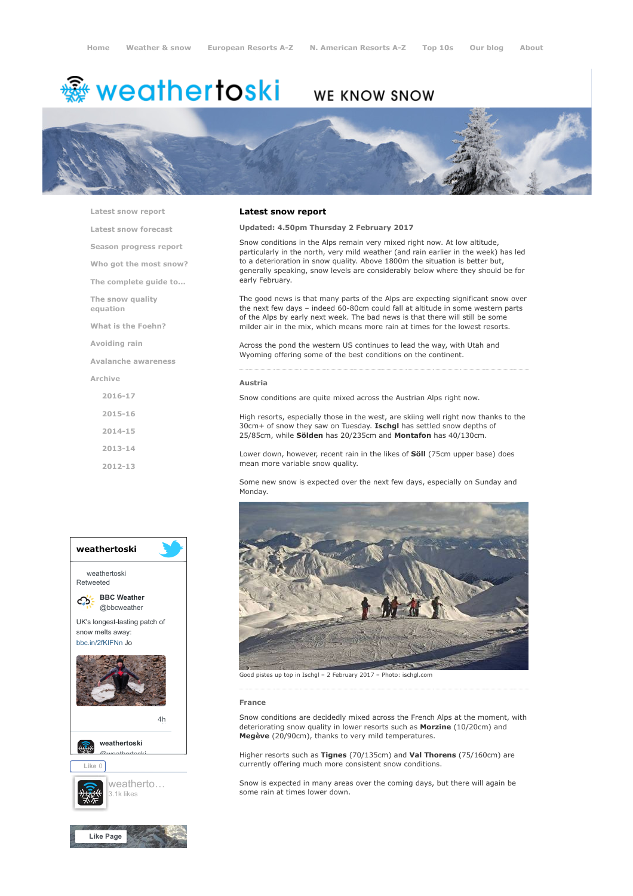Home | Weather & snow | European Resorts A-Z | N. American Resorts A-Z | Top 10s | Our blog | About

# weathertoski

WE KNOW SNOW

- Latest snow report
- Latest snow forecast
- Season progress report
- Who got the most snow?
- The complete guide to...
- The snow quality equation
- What is the Foehn?
- Avoiding rain
- Avalanche awareness
- Archive
  - 2016-17
  - 2015-16
  - 2014-15
  - 2013-14
  - 2012-13

## Latest snow report

**Updated: 4.50pm Thursday 2 February 2017**

Snow conditions in the Alps remain very mixed right now. At low altitude, particularly in the north, very mild weather (and rain earlier in the week) has led to a deterioration in snow quality. Above 1800m the situation is better but, generally speaking, snow levels are considerably below where they should be for early February.

The good news is that many parts of the Alps are expecting significant snow over the next few days – indeed 60-80cm could fall at altitude in some western parts of the Alps by early next week. The bad news is that there will still be some milder air in the mix, which means more rain at times for the lowest resorts.

Across the pond the western US continues to lead the way, with Utah and Wyoming offering some of the best conditions on the continent.

### Austria

Snow conditions are quite mixed across the Austrian Alps right now.

High resorts, especially those in the west, are skiing well right now thanks to the 30cm+ of snow they saw on Tuesday. **Ischgl** has settled snow depths of 25/85cm, while **Sölden** has 20/235cm and **Montafon** has 40/130cm.

Lower down, however, recent rain in the likes of **Söll** (75cm upper base) does mean more variable snow quality.

Some new snow is expected over the next few days, especially on Sunday and Monday.

Good pistes up top in Ischgl – 2 February 2017 – Photo: ischgl.com

### France

Snow conditions are decidedly mixed across the French Alps at the moment, with deteriorating snow quality in lower resorts such as **Morzine** (10/20cm) and **Megève** (20/90cm), thanks to very mild temperatures.

Higher resorts such as **Tignes** (70/135cm) and **Val Thorens** (75/160cm) are currently offering much more consistent snow conditions.

Snow is expected in many areas over the coming days, but there will again be some rain at times lower down.

**weathertoski**

weathertoski Retweeted

BBC Weather @bbcweather

UK's longest-lasting patch of snow melts away: bbc.in/2fKIFNn Jo

4h

weathertoski @weathertoski

Like 0

weatherto... 3.1k likes

Like Page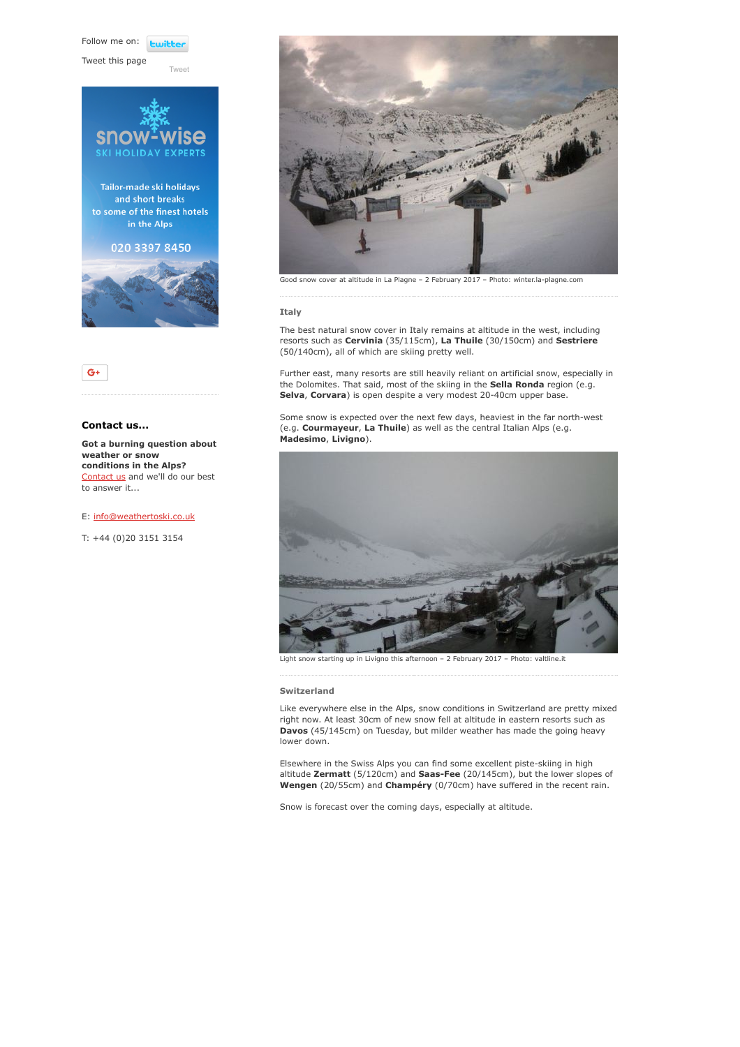Follow me on:

Tweet this page

Good snow cover at altitude in La Plagne – 2 February 2017 – Photo: winter.la-plagne.com

### Italy

The best natural snow cover in Italy remains at altitude in the west, including resorts such as **Cervinia** (35/115cm), **La Thuile** (30/150cm) and **Sestriere** (50/140cm), all of which are skiing pretty well.

Further east, many resorts are still heavily reliant on artificial snow, especially in the Dolomites. That said, most of the skiing in the **Sella Ronda** region (e.g. **Selva**, **Corvara**) is open despite a very modest 20-40cm upper base.

Some snow is expected over the next few days, heaviest in the far north-west (e.g. **Courmayeur**, **La Thuile**) as well as the central Italian Alps (e.g. **Madesimo**, **Livigno**).

Light snow starting up in Livigno this afternoon – 2 February 2017 – Photo: valtline.it

### Switzerland

Like everywhere else in the Alps, snow conditions in Switzerland are pretty mixed right now. At least 30cm of new snow fell at altitude in eastern resorts such as **Davos** (45/145cm) on Tuesday, but milder weather has made the going heavy lower down.

Elsewhere in the Swiss Alps you can find some excellent piste-skiing in high altitude **Zermatt** (5/120cm) and **Saas-Fee** (20/145cm), but the lower slopes of **Wengen** (20/55cm) and **Champéry** (0/70cm) have suffered in the recent rain.

Snow is forecast over the coming days, especially at altitude.

### Contact us...

**Got a burning question about weather or snow conditions in the Alps?** Contact us and we'll do our best to answer it...

E: info@weathertoski.co.uk

T: +44 (0)20 3151 3154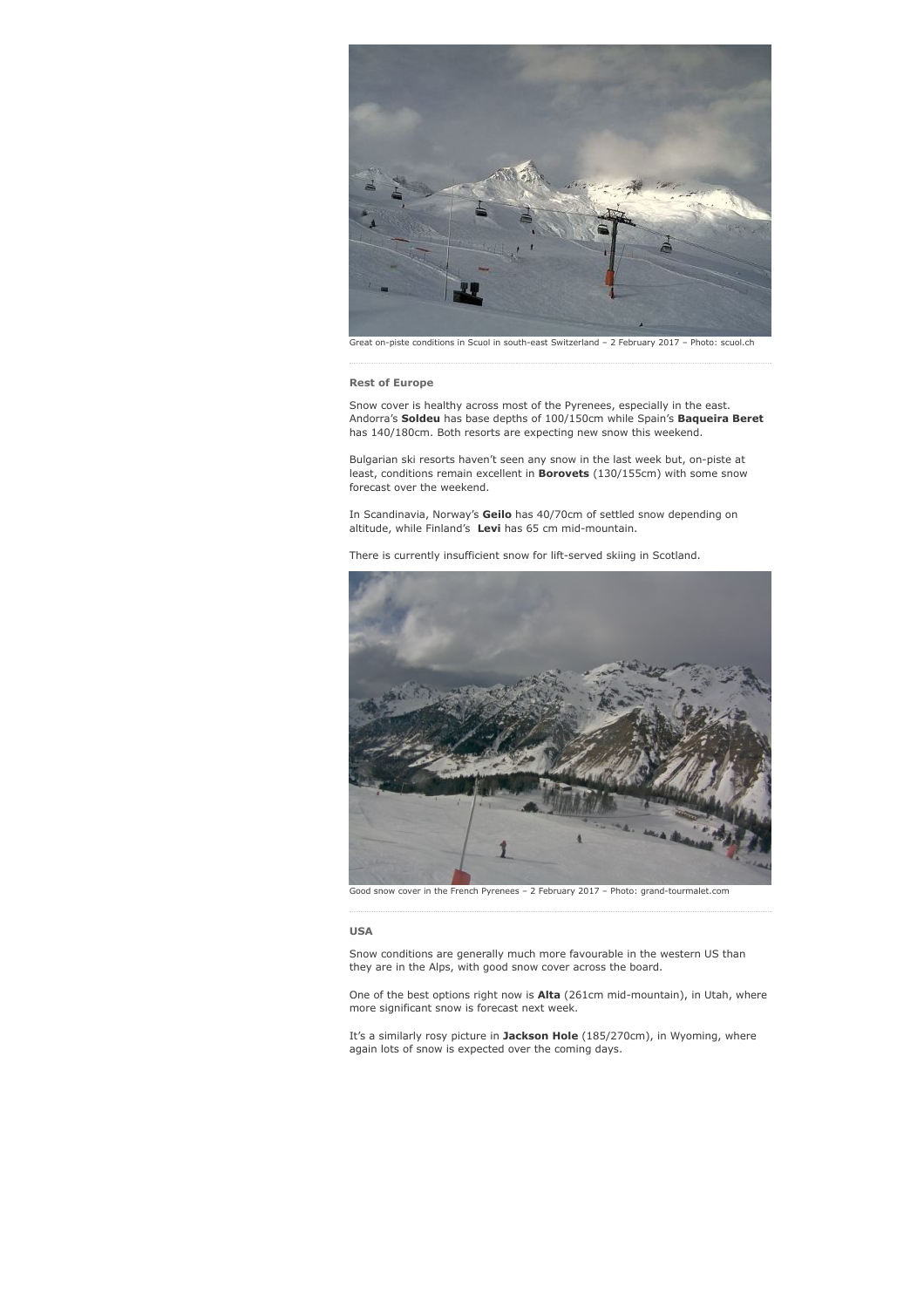Great on-piste conditions in Scuol in south-east Switzerland – 2 February 2017 – Photo: scuol.ch

### Rest of Europe

Snow cover is healthy across most of the Pyrenees, especially in the east. Andorra's **Soldeu** has base depths of 100/150cm while Spain's **Baqueira Beret** has 140/180cm. Both resorts are expecting new snow this weekend.

Bulgarian ski resorts haven't seen any snow in the last week but, on-piste at least, conditions remain excellent in **Borovets** (130/155cm) with some snow forecast over the weekend.

In Scandinavia, Norway's **Geilo** has 40/70cm of settled snow depending on altitude, while Finland's **Levi** has 65 cm mid-mountain.

There is currently insufficient snow for lift-served skiing in Scotland.

Good snow cover in the French Pyrenees – 2 February 2017 – Photo: grand-tourmalet.com

### USA

Snow conditions are generally much more favourable in the western US than they are in the Alps, with good snow cover across the board.

One of the best options right now is **Alta** (261cm mid-mountain), in Utah, where more significant snow is forecast next week.

It's a similarly rosy picture in **Jackson Hole** (185/270cm), in Wyoming, where again lots of snow is expected over the coming days.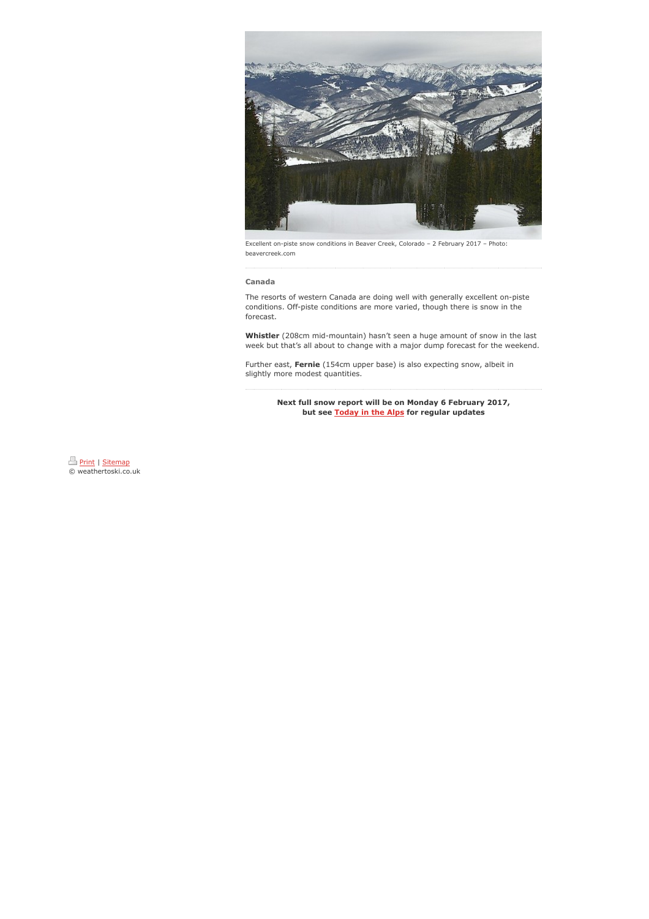Excellent on-piste snow conditions in Beaver Creek, Colorado – 2 February 2017 – Photo: beavercreek.com

### Canada

The resorts of western Canada are doing well with generally excellent on-piste conditions. Off-piste conditions are more varied, though there is snow in the forecast.

**Whistler** (208cm mid-mountain) hasn't seen a huge amount of snow in the last week but that's all about to change with a major dump forecast for the weekend.

Further east, **Fernie** (154cm upper base) is also expecting snow, albeit in slightly more modest quantities.

**Next full snow report will be on Monday 6 February 2017, but see Today in the Alps for regular updates**

Print | Sitemap
© weathertoski.co.uk